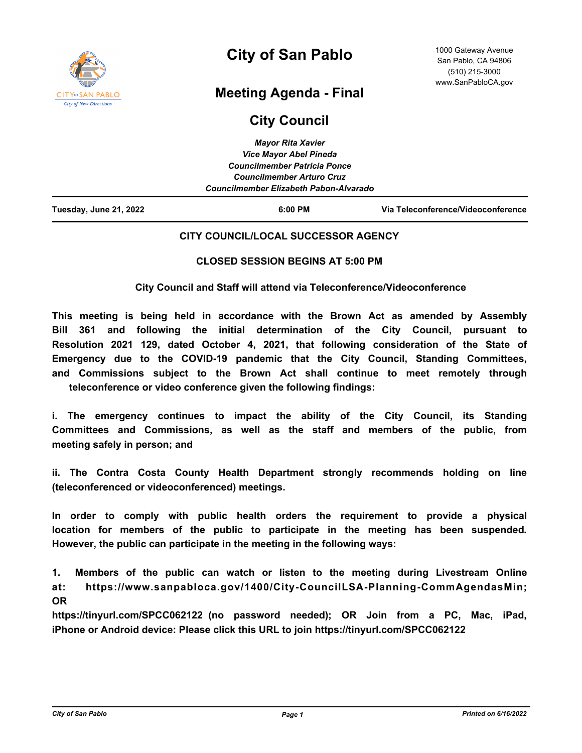# City of San Pablo

1000 Gateway Avenue
San Pablo, CA 94806
(510) 215-3000
www.SanPabloCA.gov

## Meeting Agenda - Final

## City Council

*Mayor Rita Xavier*
*Vice Mayor Abel Pineda*
*Councilmember Patricia Ponce*
*Councilmember Arturo Cruz*
*Councilmember Elizabeth Pabon-Alvarado*

**Tuesday, June 21, 2022** **6:00 PM** **Via Teleconference/Videoconference**

**CITY COUNCIL/LOCAL SUCCESSOR AGENCY**

**CLOSED SESSION BEGINS AT 5:00 PM**

**City Council and Staff will attend via Teleconference/Videoconference**

**This meeting is being held in accordance with the Brown Act as amended by Assembly Bill 361 and following the initial determination of the City Council, pursuant to Resolution 2021 129, dated October 4, 2021, that following consideration of the State of Emergency due to the COVID-19 pandemic that the City Council, Standing Committees, and Commissions subject to the Brown Act shall continue to meet remotely through teleconference or video conference given the following findings:**

**i. The emergency continues to impact the ability of the City Council, its Standing Committees and Commissions, as well as the staff and members of the public, from meeting safely in person; and**

**ii. The Contra Costa County Health Department strongly recommends holding on line (teleconferenced or videoconferenced) meetings.**

**In order to comply with public health orders the requirement to provide a physical location for members of the public to participate in the meeting has been suspended. However, the public can participate in the meeting in the following ways:**

**1. Members of the public can watch or listen to the meeting during Livestream Online at: https://www.sanpabloca.gov/1400/City-CouncilLSA-Planning-CommAgendasMin; OR**
**https://tinyurl.com/SPCC062122 (no password needed); OR Join from a PC, Mac, iPad, iPhone or Android device: Please click this URL to join https://tinyurl.com/SPCC062122**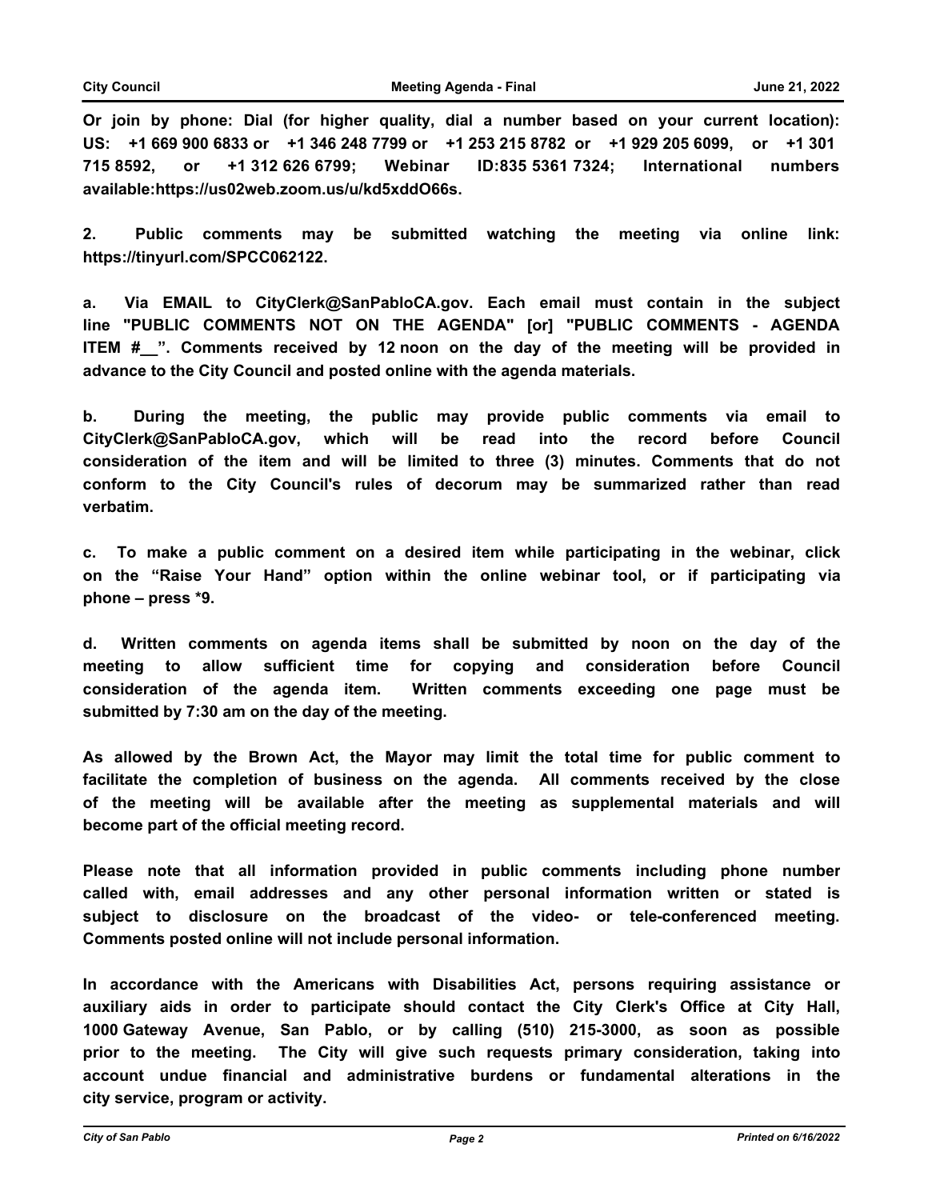**Or join by phone: Dial (for higher quality, dial a number based on your current location): US: +1 669 900 6833 or +1 346 248 7799 or +1 253 215 8782 or +1 929 205 6099, or +1 301 715 8592, or +1 312 626 6799; Webinar ID:835 5361 7324; International numbers available:https://us02web.zoom.us/u/kd5xddO66s.**

**2. Public comments may be submitted watching the meeting via online link: https://tinyurl.com/SPCC062122.**

**a. Via EMAIL to CityClerk@SanPabloCA.gov. Each email must contain in the subject line "PUBLIC COMMENTS NOT ON THE AGENDA" [or] "PUBLIC COMMENTS - AGENDA ITEM #__". Comments received by 12 noon on the day of the meeting will be provided in advance to the City Council and posted online with the agenda materials.**

**b. During the meeting, the public may provide public comments via email to CityClerk@SanPabloCA.gov, which will be read into the record before Council consideration of the item and will be limited to three (3) minutes. Comments that do not conform to the City Council's rules of decorum may be summarized rather than read verbatim.**

**c. To make a public comment on a desired item while participating in the webinar, click on the "Raise Your Hand" option within the online webinar tool, or if participating via phone – press *9.**

**d. Written comments on agenda items shall be submitted by noon on the day of the meeting to allow sufficient time for copying and consideration before Council consideration of the agenda item. Written comments exceeding one page must be submitted by 7:30 am on the day of the meeting.**

**As allowed by the Brown Act, the Mayor may limit the total time for public comment to facilitate the completion of business on the agenda. All comments received by the close of the meeting will be available after the meeting as supplemental materials and will become part of the official meeting record.**

**Please note that all information provided in public comments including phone number called with, email addresses and any other personal information written or stated is subject to disclosure on the broadcast of the video- or tele-conferenced meeting. Comments posted online will not include personal information.**

**In accordance with the Americans with Disabilities Act, persons requiring assistance or auxiliary aids in order to participate should contact the City Clerk's Office at City Hall, 1000 Gateway Avenue, San Pablo, or by calling (510) 215-3000, as soon as possible prior to the meeting. The City will give such requests primary consideration, taking into account undue financial and administrative burdens or fundamental alterations in the city service, program or activity.**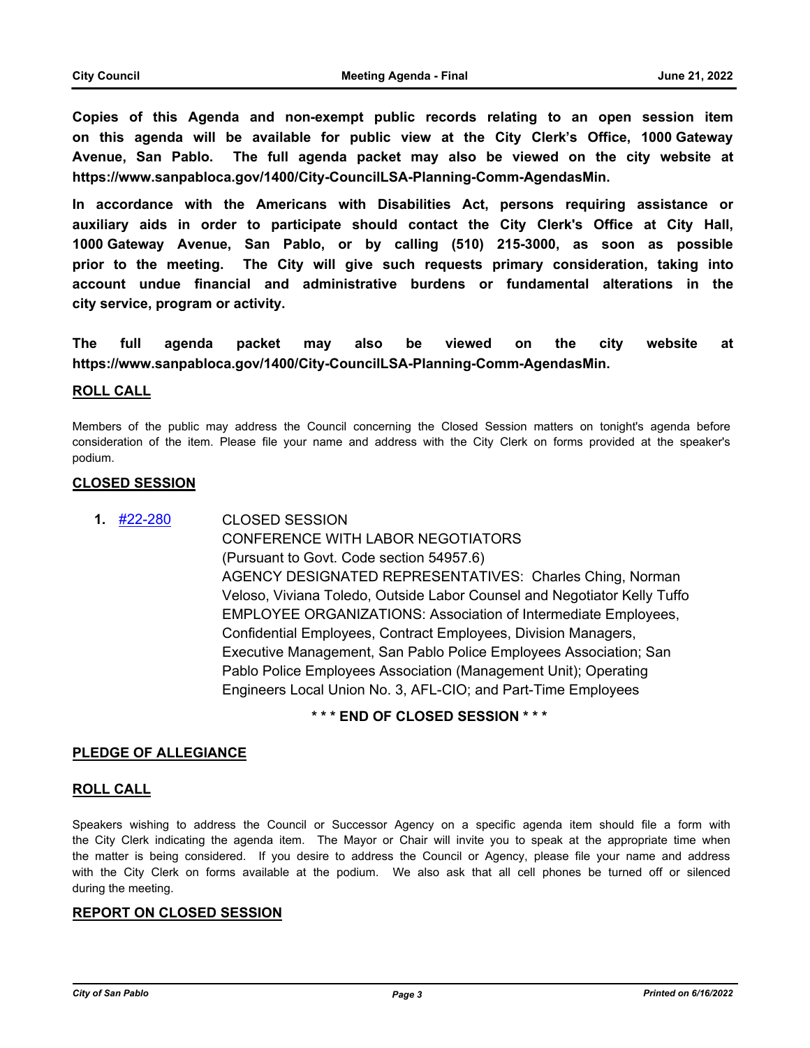**Copies of this Agenda and non-exempt public records relating to an open session item on this agenda will be available for public view at the City Clerk's Office, 1000 Gateway Avenue, San Pablo. The full agenda packet may also be viewed on the city website at https://www.sanpabloca.gov/1400/City-CouncilLSA-Planning-Comm-AgendasMin.**

**In accordance with the Americans with Disabilities Act, persons requiring assistance or auxiliary aids in order to participate should contact the City Clerk's Office at City Hall, 1000 Gateway Avenue, San Pablo, or by calling (510) 215-3000, as soon as possible prior to the meeting. The City will give such requests primary consideration, taking into account undue financial and administrative burdens or fundamental alterations in the city service, program or activity.**

**The full agenda packet may also be viewed on the city website at https://www.sanpabloca.gov/1400/City-CouncilLSA-Planning-Comm-AgendasMin.**

## ROLL CALL

Members of the public may address the Council concerning the Closed Session matters on tonight's agenda before consideration of the item. Please file your name and address with the City Clerk on forms provided at the speaker's podium.

## CLOSED SESSION

**1.** #22-280

CLOSED SESSION
CONFERENCE WITH LABOR NEGOTIATORS
(Pursuant to Govt. Code section 54957.6)
AGENCY DESIGNATED REPRESENTATIVES: Charles Ching, Norman Veloso, Viviana Toledo, Outside Labor Counsel and Negotiator Kelly Tuffo
EMPLOYEE ORGANIZATIONS: Association of Intermediate Employees, Confidential Employees, Contract Employees, Division Managers, Executive Management, San Pablo Police Employees Association; San Pablo Police Employees Association (Management Unit); Operating Engineers Local Union No. 3, AFL-CIO; and Part-Time Employees

**\* \* \* END OF CLOSED SESSION \* \* \***

## PLEDGE OF ALLEGIANCE

## ROLL CALL

Speakers wishing to address the Council or Successor Agency on a specific agenda item should file a form with the City Clerk indicating the agenda item. The Mayor or Chair will invite you to speak at the appropriate time when the matter is being considered. If you desire to address the Council or Agency, please file your name and address with the City Clerk on forms available at the podium. We also ask that all cell phones be turned off or silenced during the meeting.

## REPORT ON CLOSED SESSION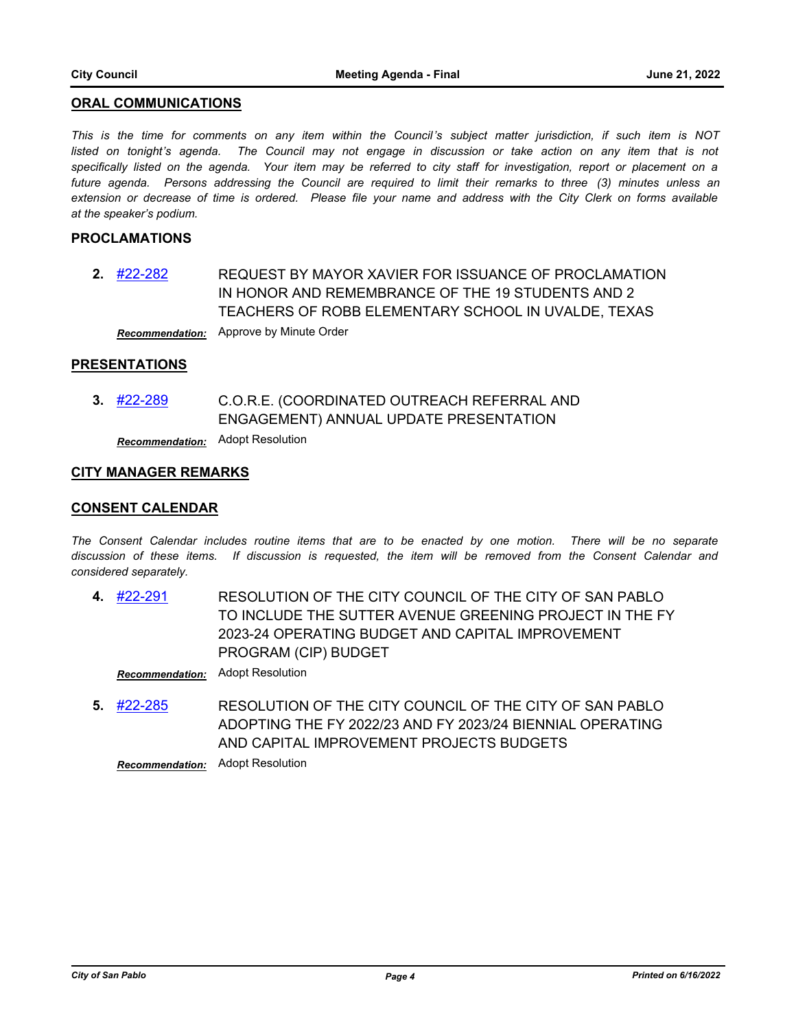## ORAL COMMUNICATIONS

*This is the time for comments on any item within the Council's subject matter jurisdiction, if such item is NOT listed on tonight's agenda. The Council may not engage in discussion or take action on any item that is not specifically listed on the agenda. Your item may be referred to city staff for investigation, report or placement on a future agenda. Persons addressing the Council are required to limit their remarks to three (3) minutes unless an extension or decrease of time is ordered. Please file your name and address with the City Clerk on forms available at the speaker's podium.*

## PROCLAMATIONS

**2.** #22-282 REQUEST BY MAYOR XAVIER FOR ISSUANCE OF PROCLAMATION IN HONOR AND REMEMBRANCE OF THE 19 STUDENTS AND 2 TEACHERS OF ROBB ELEMENTARY SCHOOL IN UVALDE, TEXAS

***Recommendation:*** Approve by Minute Order

## PRESENTATIONS

**3.** #22-289 C.O.R.E. (COORDINATED OUTREACH REFERRAL AND ENGAGEMENT) ANNUAL UPDATE PRESENTATION

***Recommendation:*** Adopt Resolution

## CITY MANAGER REMARKS

## CONSENT CALENDAR

*The Consent Calendar includes routine items that are to be enacted by one motion. There will be no separate discussion of these items. If discussion is requested, the item will be removed from the Consent Calendar and considered separately.*

**4.** #22-291 RESOLUTION OF THE CITY COUNCIL OF THE CITY OF SAN PABLO TO INCLUDE THE SUTTER AVENUE GREENING PROJECT IN THE FY 2023-24 OPERATING BUDGET AND CAPITAL IMPROVEMENT PROGRAM (CIP) BUDGET

***Recommendation:*** Adopt Resolution

**5.** #22-285 RESOLUTION OF THE CITY COUNCIL OF THE CITY OF SAN PABLO ADOPTING THE FY 2022/23 AND FY 2023/24 BIENNIAL OPERATING AND CAPITAL IMPROVEMENT PROJECTS BUDGETS

***Recommendation:*** Adopt Resolution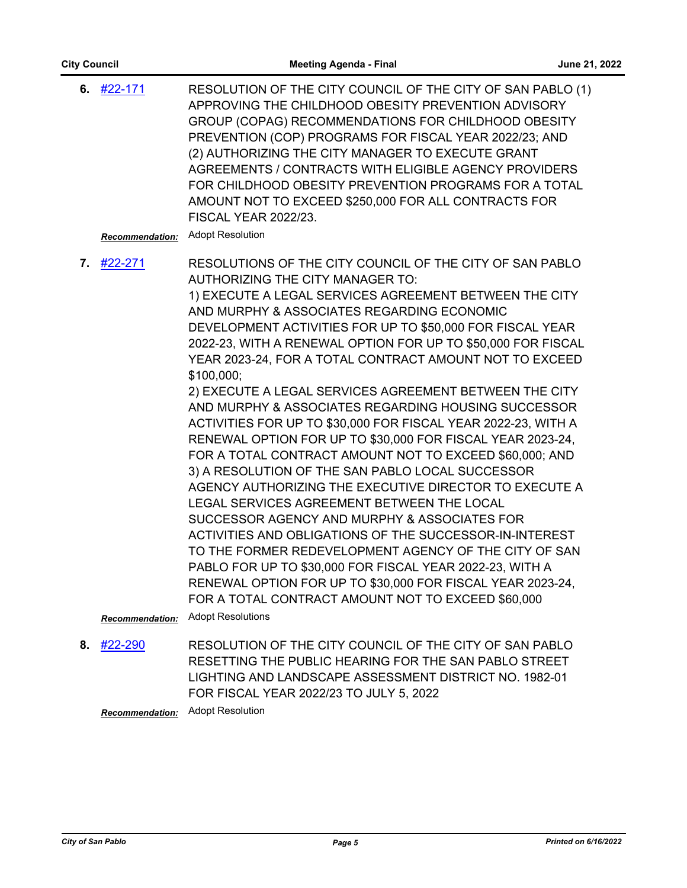**6.** #22-171 RESOLUTION OF THE CITY COUNCIL OF THE CITY OF SAN PABLO (1) APPROVING THE CHILDHOOD OBESITY PREVENTION ADVISORY GROUP (COPAG) RECOMMENDATIONS FOR CHILDHOOD OBESITY PREVENTION (COP) PROGRAMS FOR FISCAL YEAR 2022/23; AND (2) AUTHORIZING THE CITY MANAGER TO EXECUTE GRANT AGREEMENTS / CONTRACTS WITH ELIGIBLE AGENCY PROVIDERS FOR CHILDHOOD OBESITY PREVENTION PROGRAMS FOR A TOTAL AMOUNT NOT TO EXCEED $250,000 FOR ALL CONTRACTS FOR FISCAL YEAR 2022/23.

***Recommendation:*** Adopt Resolution

**7.** #22-271 RESOLUTIONS OF THE CITY COUNCIL OF THE CITY OF SAN PABLO AUTHORIZING THE CITY MANAGER TO:

1) EXECUTE A LEGAL SERVICES AGREEMENT BETWEEN THE CITY AND MURPHY & ASSOCIATES REGARDING ECONOMIC DEVELOPMENT ACTIVITIES FOR UP TO $50,000 FOR FISCAL YEAR 2022-23, WITH A RENEWAL OPTION FOR UP TO $50,000 FOR FISCAL YEAR 2023-24, FOR A TOTAL CONTRACT AMOUNT NOT TO EXCEED $100,000;

2) EXECUTE A LEGAL SERVICES AGREEMENT BETWEEN THE CITY AND MURPHY & ASSOCIATES REGARDING HOUSING SUCCESSOR ACTIVITIES FOR UP TO $30,000 FOR FISCAL YEAR 2022-23, WITH A RENEWAL OPTION FOR UP TO $30,000 FOR FISCAL YEAR 2023-24, FOR A TOTAL CONTRACT AMOUNT NOT TO EXCEED $60,000; AND

3) A RESOLUTION OF THE SAN PABLO LOCAL SUCCESSOR AGENCY AUTHORIZING THE EXECUTIVE DIRECTOR TO EXECUTE A LEGAL SERVICES AGREEMENT BETWEEN THE LOCAL SUCCESSOR AGENCY AND MURPHY & ASSOCIATES FOR ACTIVITIES AND OBLIGATIONS OF THE SUCCESSOR-IN-INTEREST TO THE FORMER REDEVELOPMENT AGENCY OF THE CITY OF SAN PABLO FOR UP TO $30,000 FOR FISCAL YEAR 2022-23, WITH A RENEWAL OPTION FOR UP TO $30,000 FOR FISCAL YEAR 2023-24, FOR A TOTAL CONTRACT AMOUNT NOT TO EXCEED $60,000

***Recommendation:*** Adopt Resolutions

**8.** #22-290 RESOLUTION OF THE CITY COUNCIL OF THE CITY OF SAN PABLO RESETTING THE PUBLIC HEARING FOR THE SAN PABLO STREET LIGHTING AND LANDSCAPE ASSESSMENT DISTRICT NO. 1982-01 FOR FISCAL YEAR 2022/23 TO JULY 5, 2022

***Recommendation:*** Adopt Resolution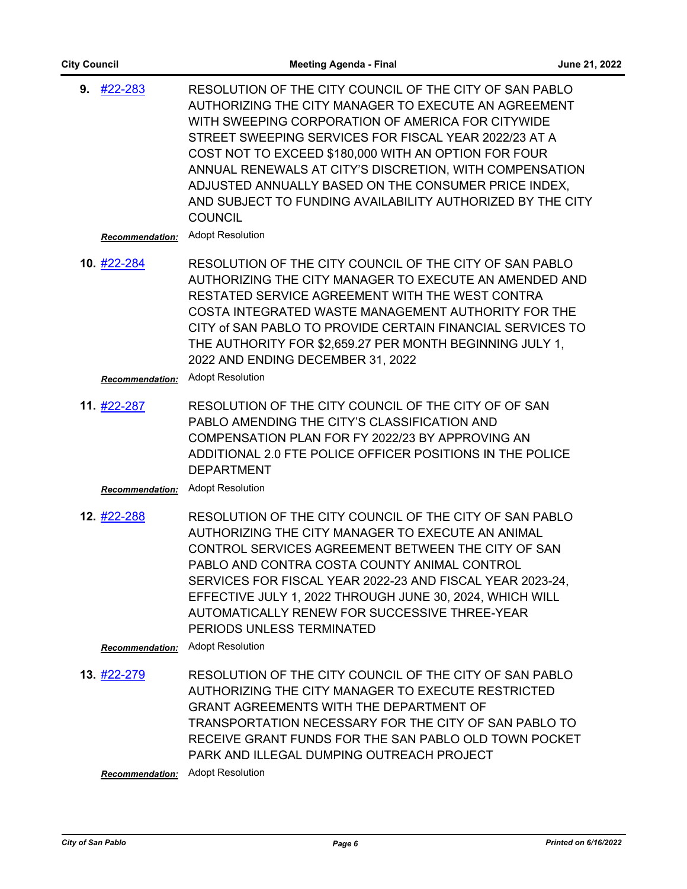**9.** [#22-283](#) RESOLUTION OF THE CITY COUNCIL OF THE CITY OF SAN PABLO AUTHORIZING THE CITY MANAGER TO EXECUTE AN AGREEMENT WITH SWEEPING CORPORATION OF AMERICA FOR CITYWIDE STREET SWEEPING SERVICES FOR FISCAL YEAR 2022/23 AT A COST NOT TO EXCEED $180,000 WITH AN OPTION FOR FOUR ANNUAL RENEWALS AT CITY'S DISCRETION, WITH COMPENSATION ADJUSTED ANNUALLY BASED ON THE CONSUMER PRICE INDEX, AND SUBJECT TO FUNDING AVAILABILITY AUTHORIZED BY THE CITY COUNCIL

***Recommendation:*** Adopt Resolution

**10.** [#22-284](#) RESOLUTION OF THE CITY COUNCIL OF THE CITY OF SAN PABLO AUTHORIZING THE CITY MANAGER TO EXECUTE AN AMENDED AND RESTATED SERVICE AGREEMENT WITH THE WEST CONTRA COSTA INTEGRATED WASTE MANAGEMENT AUTHORITY FOR THE CITY of SAN PABLO TO PROVIDE CERTAIN FINANCIAL SERVICES TO THE AUTHORITY FOR $2,659.27 PER MONTH BEGINNING JULY 1, 2022 AND ENDING DECEMBER 31, 2022

***Recommendation:*** Adopt Resolution

**11.** [#22-287](#) RESOLUTION OF THE CITY COUNCIL OF THE CITY OF OF SAN PABLO AMENDING THE CITY'S CLASSIFICATION AND COMPENSATION PLAN FOR FY 2022/23 BY APPROVING AN ADDITIONAL 2.0 FTE POLICE OFFICER POSITIONS IN THE POLICE DEPARTMENT

***Recommendation:*** Adopt Resolution

**12.** [#22-288](#) RESOLUTION OF THE CITY COUNCIL OF THE CITY OF SAN PABLO AUTHORIZING THE CITY MANAGER TO EXECUTE AN ANIMAL CONTROL SERVICES AGREEMENT BETWEEN THE CITY OF SAN PABLO AND CONTRA COSTA COUNTY ANIMAL CONTROL SERVICES FOR FISCAL YEAR 2022-23 AND FISCAL YEAR 2023-24, EFFECTIVE JULY 1, 2022 THROUGH JUNE 30, 2024, WHICH WILL AUTOMATICALLY RENEW FOR SUCCESSIVE THREE-YEAR PERIODS UNLESS TERMINATED

***Recommendation:*** Adopt Resolution

**13.** [#22-279](#) RESOLUTION OF THE CITY COUNCIL OF THE CITY OF SAN PABLO AUTHORIZING THE CITY MANAGER TO EXECUTE RESTRICTED GRANT AGREEMENTS WITH THE DEPARTMENT OF TRANSPORTATION NECESSARY FOR THE CITY OF SAN PABLO TO RECEIVE GRANT FUNDS FOR THE SAN PABLO OLD TOWN POCKET PARK AND ILLEGAL DUMPING OUTREACH PROJECT

***Recommendation:*** Adopt Resolution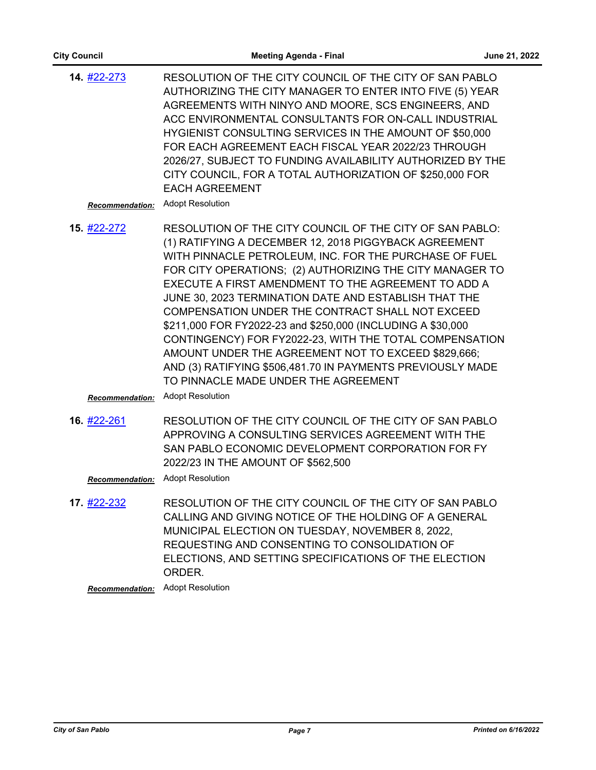**14.** #22-273 RESOLUTION OF THE CITY COUNCIL OF THE CITY OF SAN PABLO AUTHORIZING THE CITY MANAGER TO ENTER INTO FIVE (5) YEAR AGREEMENTS WITH NINYO AND MOORE, SCS ENGINEERS, AND ACC ENVIRONMENTAL CONSULTANTS FOR ON-CALL INDUSTRIAL HYGIENIST CONSULTING SERVICES IN THE AMOUNT OF $50,000 FOR EACH AGREEMENT EACH FISCAL YEAR 2022/23 THROUGH 2026/27, SUBJECT TO FUNDING AVAILABILITY AUTHORIZED BY THE CITY COUNCIL, FOR A TOTAL AUTHORIZATION OF $250,000 FOR EACH AGREEMENT

***Recommendation:*** Adopt Resolution

**15.** #22-272 RESOLUTION OF THE CITY COUNCIL OF THE CITY OF SAN PABLO: (1) RATIFYING A DECEMBER 12, 2018 PIGGYBACK AGREEMENT WITH PINNACLE PETROLEUM, INC. FOR THE PURCHASE OF FUEL FOR CITY OPERATIONS; (2) AUTHORIZING THE CITY MANAGER TO EXECUTE A FIRST AMENDMENT TO THE AGREEMENT TO ADD A JUNE 30, 2023 TERMINATION DATE AND ESTABLISH THAT THE COMPENSATION UNDER THE CONTRACT SHALL NOT EXCEED $211,000 FOR FY2022-23 and $250,000 (INCLUDING A $30,000 CONTINGENCY) FOR FY2022-23, WITH THE TOTAL COMPENSATION AMOUNT UNDER THE AGREEMENT NOT TO EXCEED $829,666; AND (3) RATIFYING $506,481.70 IN PAYMENTS PREVIOUSLY MADE TO PINNACLE MADE UNDER THE AGREEMENT

***Recommendation:*** Adopt Resolution

**16.** #22-261 RESOLUTION OF THE CITY COUNCIL OF THE CITY OF SAN PABLO APPROVING A CONSULTING SERVICES AGREEMENT WITH THE SAN PABLO ECONOMIC DEVELOPMENT CORPORATION FOR FY 2022/23 IN THE AMOUNT OF $562,500

***Recommendation:*** Adopt Resolution

**17.** #22-232 RESOLUTION OF THE CITY COUNCIL OF THE CITY OF SAN PABLO CALLING AND GIVING NOTICE OF THE HOLDING OF A GENERAL MUNICIPAL ELECTION ON TUESDAY, NOVEMBER 8, 2022, REQUESTING AND CONSENTING TO CONSOLIDATION OF ELECTIONS, AND SETTING SPECIFICATIONS OF THE ELECTION ORDER.

***Recommendation:*** Adopt Resolution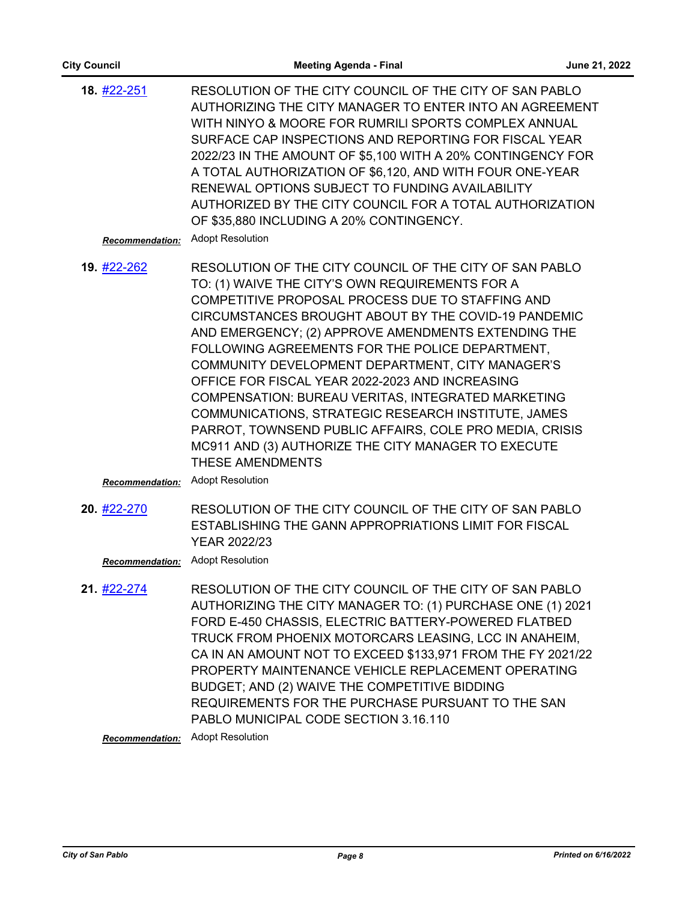**18.** #22-251

RESOLUTION OF THE CITY COUNCIL OF THE CITY OF SAN PABLO AUTHORIZING THE CITY MANAGER TO ENTER INTO AN AGREEMENT WITH NINYO & MOORE FOR RUMRILI SPORTS COMPLEX ANNUAL SURFACE CAP INSPECTIONS AND REPORTING FOR FISCAL YEAR 2022/23 IN THE AMOUNT OF $5,100 WITH A 20% CONTINGENCY FOR A TOTAL AUTHORIZATION OF $6,120, AND WITH FOUR ONE-YEAR RENEWAL OPTIONS SUBJECT TO FUNDING AVAILABILITY AUTHORIZED BY THE CITY COUNCIL FOR A TOTAL AUTHORIZATION OF $35,880 INCLUDING A 20% CONTINGENCY.

***Recommendation:*** Adopt Resolution

**19.** #22-262

RESOLUTION OF THE CITY COUNCIL OF THE CITY OF SAN PABLO TO: (1) WAIVE THE CITY'S OWN REQUIREMENTS FOR A COMPETITIVE PROPOSAL PROCESS DUE TO STAFFING AND CIRCUMSTANCES BROUGHT ABOUT BY THE COVID-19 PANDEMIC AND EMERGENCY; (2) APPROVE AMENDMENTS EXTENDING THE FOLLOWING AGREEMENTS FOR THE POLICE DEPARTMENT, COMMUNITY DEVELOPMENT DEPARTMENT, CITY MANAGER'S OFFICE FOR FISCAL YEAR 2022-2023 AND INCREASING COMPENSATION: BUREAU VERITAS, INTEGRATED MARKETING COMMUNICATIONS, STRATEGIC RESEARCH INSTITUTE, JAMES PARROT, TOWNSEND PUBLIC AFFAIRS, COLE PRO MEDIA, CRISIS MC911 AND (3) AUTHORIZE THE CITY MANAGER TO EXECUTE THESE AMENDMENTS

***Recommendation:*** Adopt Resolution

**20.** #22-270

RESOLUTION OF THE CITY COUNCIL OF THE CITY OF SAN PABLO ESTABLISHING THE GANN APPROPRIATIONS LIMIT FOR FISCAL YEAR 2022/23

***Recommendation:*** Adopt Resolution

**21.** #22-274

RESOLUTION OF THE CITY COUNCIL OF THE CITY OF SAN PABLO AUTHORIZING THE CITY MANAGER TO: (1) PURCHASE ONE (1) 2021 FORD E-450 CHASSIS, ELECTRIC BATTERY-POWERED FLATBED TRUCK FROM PHOENIX MOTORCARS LEASING, LCC IN ANAHEIM, CA IN AN AMOUNT NOT TO EXCEED $133,971 FROM THE FY 2021/22 PROPERTY MAINTENANCE VEHICLE REPLACEMENT OPERATING BUDGET; AND (2) WAIVE THE COMPETITIVE BIDDING REQUIREMENTS FOR THE PURCHASE PURSUANT TO THE SAN PABLO MUNICIPAL CODE SECTION 3.16.110

***Recommendation:*** Adopt Resolution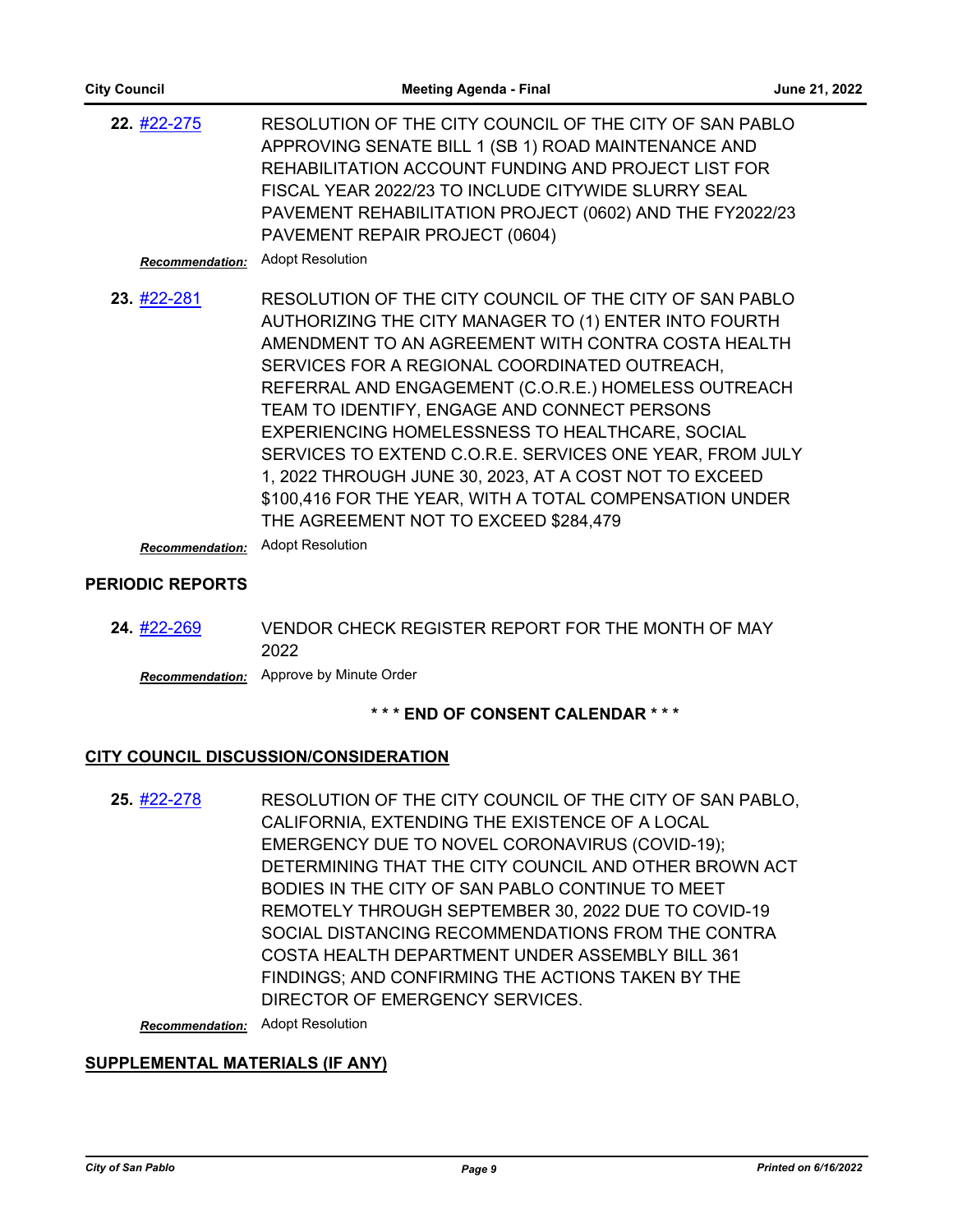**22.** [#22-275](#22-275) RESOLUTION OF THE CITY COUNCIL OF THE CITY OF SAN PABLO APPROVING SENATE BILL 1 (SB 1) ROAD MAINTENANCE AND REHABILITATION ACCOUNT FUNDING AND PROJECT LIST FOR FISCAL YEAR 2022/23 TO INCLUDE CITYWIDE SLURRY SEAL PAVEMENT REHABILITATION PROJECT (0602) AND THE FY2022/23 PAVEMENT REPAIR PROJECT (0604)

***Recommendation:*** Adopt Resolution

**23.** [#22-281](#22-281) RESOLUTION OF THE CITY COUNCIL OF THE CITY OF SAN PABLO AUTHORIZING THE CITY MANAGER TO (1) ENTER INTO FOURTH AMENDMENT TO AN AGREEMENT WITH CONTRA COSTA HEALTH SERVICES FOR A REGIONAL COORDINATED OUTREACH, REFERRAL AND ENGAGEMENT (C.O.R.E.) HOMELESS OUTREACH TEAM TO IDENTIFY, ENGAGE AND CONNECT PERSONS EXPERIENCING HOMELESSNESS TO HEALTHCARE, SOCIAL SERVICES TO EXTEND C.O.R.E. SERVICES ONE YEAR, FROM JULY 1, 2022 THROUGH JUNE 30, 2023, AT A COST NOT TO EXCEED $100,416 FOR THE YEAR, WITH A TOTAL COMPENSATION UNDER THE AGREEMENT NOT TO EXCEED $284,479

***Recommendation:*** Adopt Resolution

## PERIODIC REPORTS

**24.** [#22-269](#22-269) VENDOR CHECK REGISTER REPORT FOR THE MONTH OF MAY 2022

***Recommendation:*** Approve by Minute Order

**\* \* \* END OF CONSENT CALENDAR \* \* \***

## CITY COUNCIL DISCUSSION/CONSIDERATION

**25.** [#22-278](#22-278) RESOLUTION OF THE CITY COUNCIL OF THE CITY OF SAN PABLO, CALIFORNIA, EXTENDING THE EXISTENCE OF A LOCAL EMERGENCY DUE TO NOVEL CORONAVIRUS (COVID-19); DETERMINING THAT THE CITY COUNCIL AND OTHER BROWN ACT BODIES IN THE CITY OF SAN PABLO CONTINUE TO MEET REMOTELY THROUGH SEPTEMBER 30, 2022 DUE TO COVID-19 SOCIAL DISTANCING RECOMMENDATIONS FROM THE CONTRA COSTA HEALTH DEPARTMENT UNDER ASSEMBLY BILL 361 FINDINGS; AND CONFIRMING THE ACTIONS TAKEN BY THE DIRECTOR OF EMERGENCY SERVICES.

***Recommendation:*** Adopt Resolution

## SUPPLEMENTAL MATERIALS (IF ANY)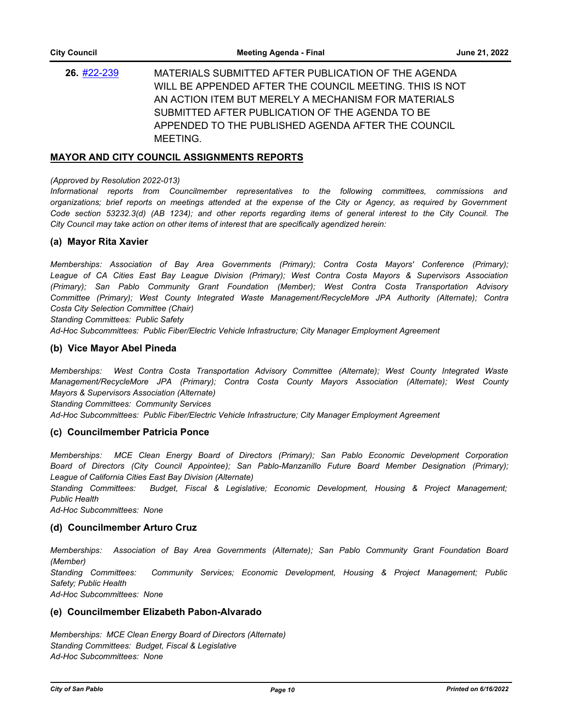**26.** [#22-239](#22-239) MATERIALS SUBMITTED AFTER PUBLICATION OF THE AGENDA WILL BE APPENDED AFTER THE COUNCIL MEETING. THIS IS NOT AN ACTION ITEM BUT MERELY A MECHANISM FOR MATERIALS SUBMITTED AFTER PUBLICATION OF THE AGENDA TO BE APPENDED TO THE PUBLISHED AGENDA AFTER THE COUNCIL MEETING.

## MAYOR AND CITY COUNCIL ASSIGNMENTS REPORTS

*(Approved by Resolution 2022-013)*

*Informational reports from Councilmember representatives to the following committees, commissions and organizations; brief reports on meetings attended at the expense of the City or Agency, as required by Government Code section 53232.3(d) (AB 1234); and other reports regarding items of general interest to the City Council. The City Council may take action on other items of interest that are specifically agendized herein:*

### (a) Mayor Rita Xavier

*Memberships: Association of Bay Area Governments (Primary); Contra Costa Mayors' Conference (Primary); League of CA Cities East Bay League Division (Primary); West Contra Costa Mayors & Supervisors Association (Primary); San Pablo Community Grant Foundation (Member); West Contra Costa Transportation Advisory Committee (Primary); West County Integrated Waste Management/RecycleMore JPA Authority (Alternate); Contra Costa City Selection Committee (Chair)*

*Standing Committees: Public Safety*

*Ad-Hoc Subcommittees: Public Fiber/Electric Vehicle Infrastructure; City Manager Employment Agreement*

### (b) Vice Mayor Abel Pineda

*Memberships: West Contra Costa Transportation Advisory Committee (Alternate); West County Integrated Waste Management/RecycleMore JPA (Primary); Contra Costa County Mayors Association (Alternate); West County Mayors & Supervisors Association (Alternate)*

*Standing Committees: Community Services*

*Ad-Hoc Subcommittees: Public Fiber/Electric Vehicle Infrastructure; City Manager Employment Agreement*

### (c) Councilmember Patricia Ponce

*Memberships: MCE Clean Energy Board of Directors (Primary); San Pablo Economic Development Corporation Board of Directors (City Council Appointee); San Pablo-Manzanillo Future Board Member Designation (Primary); League of California Cities East Bay Division (Alternate)*

*Standing Committees: Budget, Fiscal & Legislative; Economic Development, Housing & Project Management; Public Health*

*Ad-Hoc Subcommittees: None*

### (d) Councilmember Arturo Cruz

*Memberships: Association of Bay Area Governments (Alternate); San Pablo Community Grant Foundation Board (Member)*

*Standing Committees: Community Services; Economic Development, Housing & Project Management; Public Safety; Public Health*

*Ad-Hoc Subcommittees: None*

### (e) Councilmember Elizabeth Pabon-Alvarado

*Memberships: MCE Clean Energy Board of Directors (Alternate)*

*Standing Committees: Budget, Fiscal & Legislative*

*Ad-Hoc Subcommittees: None*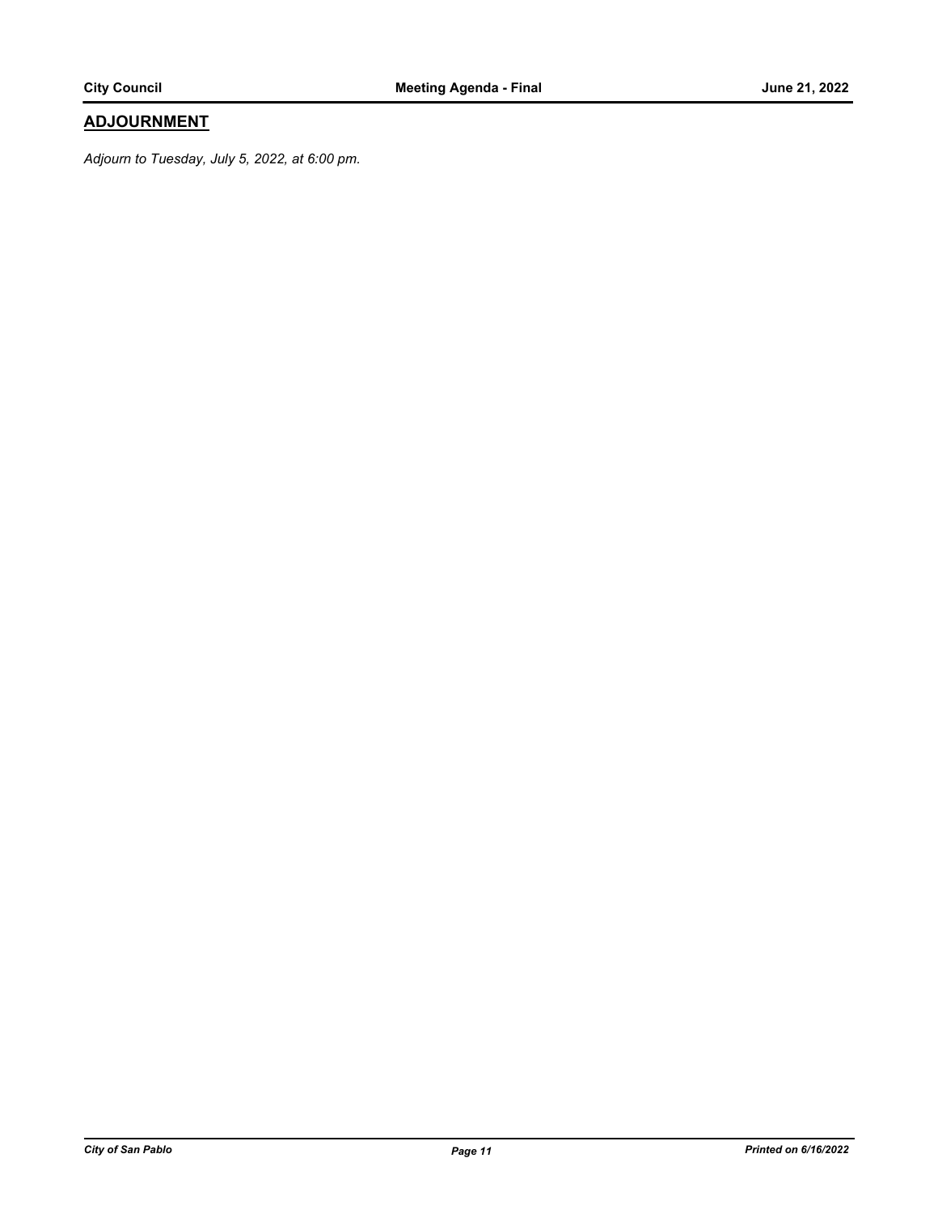## ADJOURNMENT

*Adjourn to Tuesday, July 5, 2022, at 6:00 pm.*